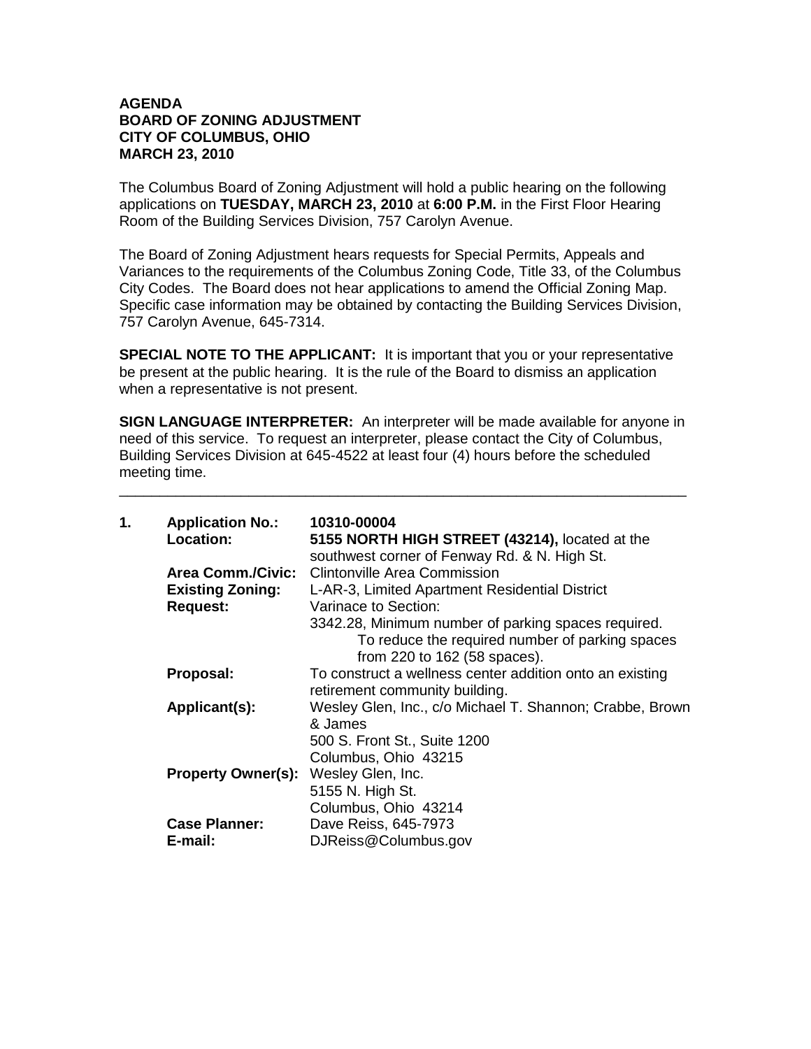**AGENDA**
**BOARD OF ZONING ADJUSTMENT**
**CITY OF COLUMBUS, OHIO**
**MARCH 23, 2010**

The Columbus Board of Zoning Adjustment will hold a public hearing on the following applications on **TUESDAY, MARCH 23, 2010** at **6:00 P.M.** in the First Floor Hearing Room of the Building Services Division, 757 Carolyn Avenue.

The Board of Zoning Adjustment hears requests for Special Permits, Appeals and Variances to the requirements of the Columbus Zoning Code, Title 33, of the Columbus City Codes. The Board does not hear applications to amend the Official Zoning Map. Specific case information may be obtained by contacting the Building Services Division, 757 Carolyn Avenue, 645-7314.

**SPECIAL NOTE TO THE APPLICANT:** It is important that you or your representative be present at the public hearing. It is the rule of the Board to dismiss an application when a representative is not present.

**SIGN LANGUAGE INTERPRETER:** An interpreter will be made available for anyone in need of this service. To request an interpreter, please contact the City of Columbus, Building Services Division at 645-4522 at least four (4) hours before the scheduled meeting time.

---

**1. Application No.:** 10310-00004

**Location:** **5155 NORTH HIGH STREET (43214),** located at the southwest corner of Fenway Rd. & N. High St.

**Area Comm./Civic:** Clintonville Area Commission

**Existing Zoning:** L-AR-3, Limited Apartment Residential District

**Request:** Varinace to Section:
3342.28, Minimum number of parking spaces required.
To reduce the required number of parking spaces from 220 to 162 (58 spaces).

**Proposal:** To construct a wellness center addition onto an existing retirement community building.

**Applicant(s):** Wesley Glen, Inc., c/o Michael T. Shannon; Crabbe, Brown & James
500 S. Front St., Suite 1200
Columbus, Ohio 43215

**Property Owner(s):** Wesley Glen, Inc.
5155 N. High St.
Columbus, Ohio 43214

**Case Planner:** Dave Reiss, 645-7973

**E-mail:** DJReiss@Columbus.gov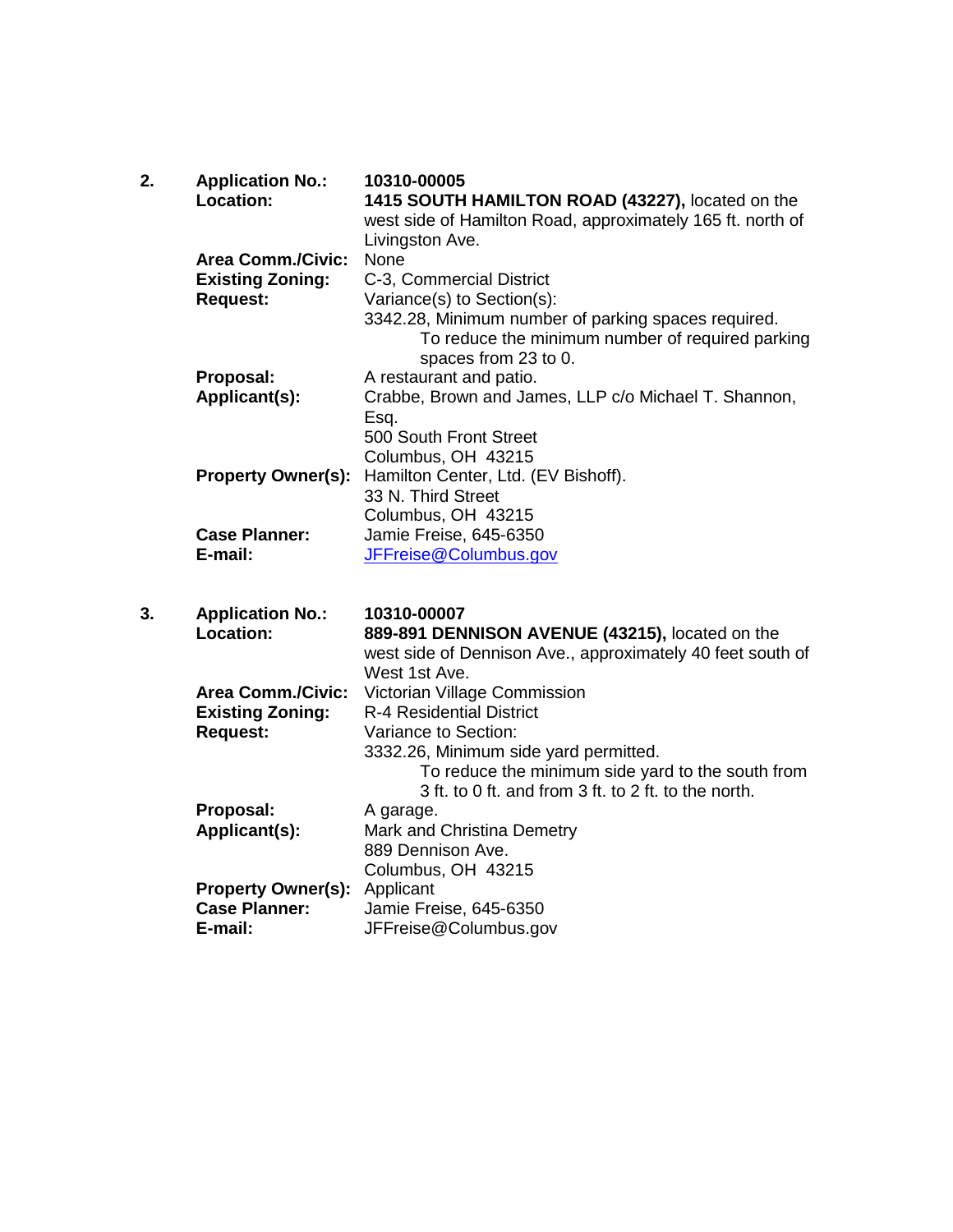**2.** **Application No.:** **10310-00005**

**Location:** **1415 SOUTH HAMILTON ROAD (43227),** located on the west side of Hamilton Road, approximately 165 ft. north of Livingston Ave.

**Area Comm./Civic:** None

**Existing Zoning:** C-3, Commercial District

**Request:** Variance(s) to Section(s):

3342.28, Minimum number of parking spaces required.

To reduce the minimum number of required parking spaces from 23 to 0.

**Proposal:** A restaurant and patio.

**Applicant(s):** Crabbe, Brown and James, LLP c/o Michael T. Shannon, Esq.
500 South Front Street
Columbus, OH 43215

**Property Owner(s):** Hamilton Center, Ltd. (EV Bishoff).
33 N. Third Street
Columbus, OH 43215

**Case Planner:** Jamie Freise, 645-6350

**E-mail:** JFFreise@Columbus.gov

**3.** **Application No.:** **10310-00007**

**Location:** **889-891 DENNISON AVENUE (43215),** located on the west side of Dennison Ave., approximately 40 feet south of West 1st Ave.

**Area Comm./Civic:** Victorian Village Commission

**Existing Zoning:** R-4 Residential District

**Request:** Variance to Section:

3332.26, Minimum side yard permitted.

To reduce the minimum side yard to the south from 3 ft. to 0 ft. and from 3 ft. to 2 ft. to the north.

**Proposal:** A garage.

**Applicant(s):** Mark and Christina Demetry
889 Dennison Ave.
Columbus, OH 43215

**Property Owner(s):** Applicant

**Case Planner:** Jamie Freise, 645-6350

**E-mail:** JFFreise@Columbus.gov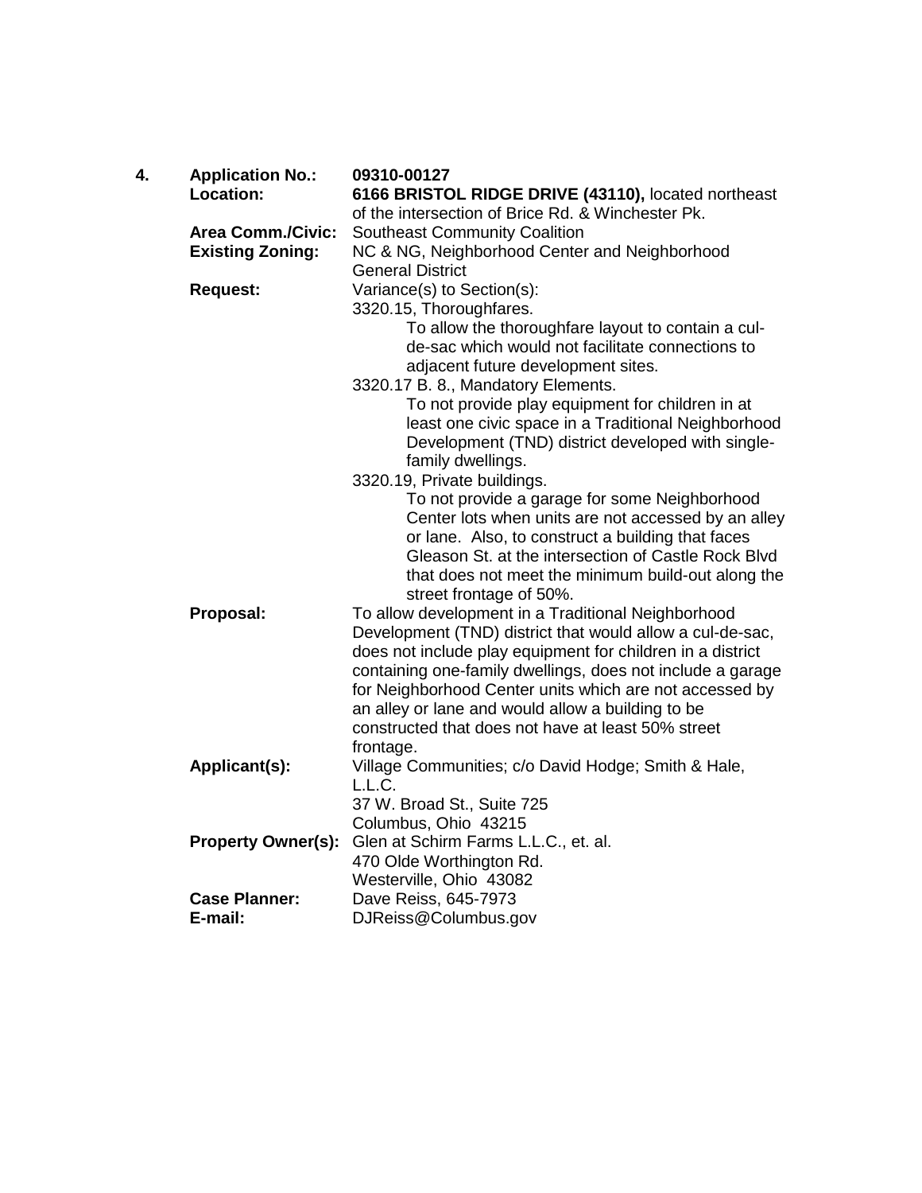**4. Application No.:** **09310-00127**

**Location:** **6166 BRISTOL RIDGE DRIVE (43110),** located northeast of the intersection of Brice Rd. & Winchester Pk.

**Area Comm./Civic:** Southeast Community Coalition

**Existing Zoning:** NC & NG, Neighborhood Center and Neighborhood General District

**Request:** Variance(s) to Section(s):

3320.15, Thoroughfares.

To allow the thoroughfare layout to contain a cul-de-sac which would not facilitate connections to adjacent future development sites.

3320.17 B. 8., Mandatory Elements.

To not provide play equipment for children in at least one civic space in a Traditional Neighborhood Development (TND) district developed with single-family dwellings.

3320.19, Private buildings.

To not provide a garage for some Neighborhood Center lots when units are not accessed by an alley or lane. Also, to construct a building that faces Gleason St. at the intersection of Castle Rock Blvd that does not meet the minimum build-out along the street frontage of 50%.

**Proposal:** To allow development in a Traditional Neighborhood Development (TND) district that would allow a cul-de-sac, does not include play equipment for children in a district containing one-family dwellings, does not include a garage for Neighborhood Center units which are not accessed by an alley or lane and would allow a building to be constructed that does not have at least 50% street frontage.

**Applicant(s):** Village Communities; c/o David Hodge; Smith & Hale, L.L.C.
37 W. Broad St., Suite 725
Columbus, Ohio 43215

**Property Owner(s):** Glen at Schirm Farms L.L.C., et. al.
470 Olde Worthington Rd.
Westerville, Ohio 43082

**Case Planner:** Dave Reiss, 645-7973

**E-mail:** DJReiss@Columbus.gov